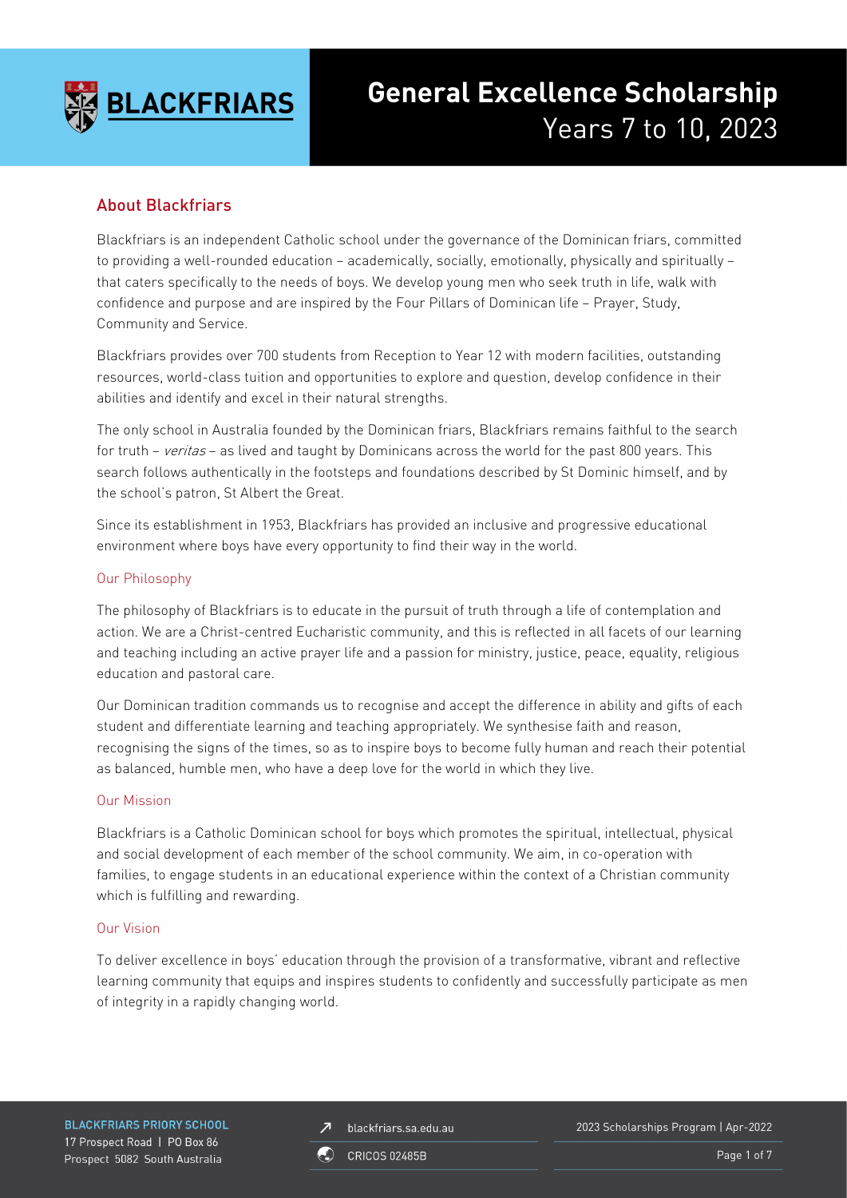# General Excellence Scholarship

Years 7 to 10, 2023

## About Blackfriars

Blackfriars is an independent Catholic school under the governance of the Dominican friars, committed to providing a well-rounded education – academically, socially, emotionally, physically and spiritually – that caters specifically to the needs of boys. We develop young men who seek truth in life, walk with confidence and purpose and are inspired by the Four Pillars of Dominican life – Prayer, Study, Community and Service.

Blackfriars provides over 700 students from Reception to Year 12 with modern facilities, outstanding resources, world-class tuition and opportunities to explore and question, develop confidence in their abilities and identify and excel in their natural strengths.

The only school in Australia founded by the Dominican friars, Blackfriars remains faithful to the search for truth – *veritas* – as lived and taught by Dominicans across the world for the past 800 years. This search follows authentically in the footsteps and foundations described by St Dominic himself, and by the school's patron, St Albert the Great.

Since its establishment in 1953, Blackfriars has provided an inclusive and progressive educational environment where boys have every opportunity to find their way in the world.

### Our Philosophy

The philosophy of Blackfriars is to educate in the pursuit of truth through a life of contemplation and action. We are a Christ-centred Eucharistic community, and this is reflected in all facets of our learning and teaching including an active prayer life and a passion for ministry, justice, peace, equality, religious education and pastoral care.

Our Dominican tradition commands us to recognise and accept the difference in ability and gifts of each student and differentiate learning and teaching appropriately. We synthesise faith and reason, recognising the signs of the times, so as to inspire boys to become fully human and reach their potential as balanced, humble men, who have a deep love for the world in which they live.

### Our Mission

Blackfriars is a Catholic Dominican school for boys which promotes the spiritual, intellectual, physical and social development of each member of the school community. We aim, in co-operation with families, to engage students in an educational experience within the context of a Christian community which is fulfilling and rewarding.

### Our Vision

To deliver excellence in boys' education through the provision of a transformative, vibrant and reflective learning community that equips and inspires students to confidently and successfully participate as men of integrity in a rapidly changing world.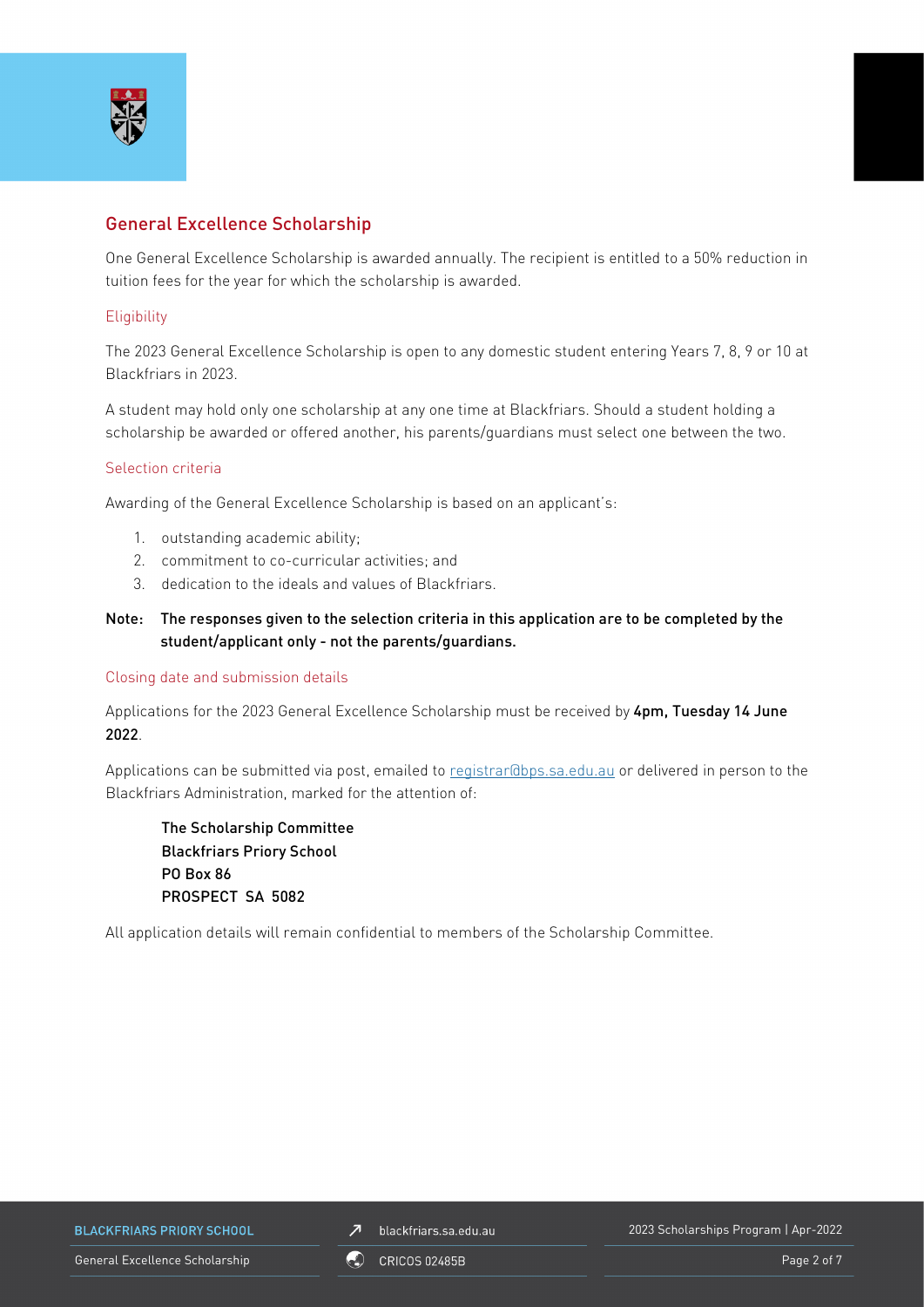## General Excellence Scholarship

One General Excellence Scholarship is awarded annually. The recipient is entitled to a 50% reduction in tuition fees for the year for which the scholarship is awarded.

### Eligibility

The 2023 General Excellence Scholarship is open to any domestic student entering Years 7, 8, 9 or 10 at Blackfriars in 2023.

A student may hold only one scholarship at any one time at Blackfriars. Should a student holding a scholarship be awarded or offered another, his parents/guardians must select one between the two.

### Selection criteria

Awarding of the General Excellence Scholarship is based on an applicant's:

1. outstanding academic ability;
2. commitment to co-curricular activities; and
3. dedication to the ideals and values of Blackfriars.

**Note: The responses given to the selection criteria in this application are to be completed by the student/applicant only - not the parents/guardians.**

### Closing date and submission details

Applications for the 2023 General Excellence Scholarship must be received by **4pm, Tuesday 14 June 2022**.

Applications can be submitted via post, emailed to registrar@bps.sa.edu.au or delivered in person to the Blackfriars Administration, marked for the attention of:

**The Scholarship Committee**
**Blackfriars Priory School**
**PO Box 86**
**PROSPECT SA 5082**

All application details will remain confidential to members of the Scholarship Committee.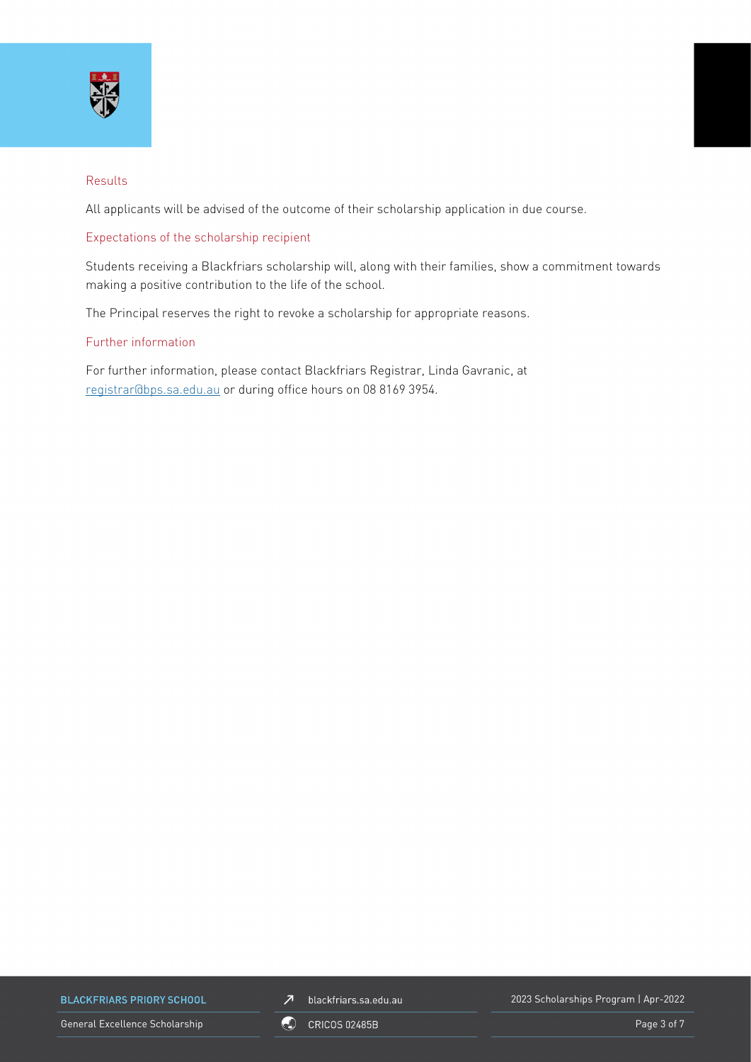## Results

All applicants will be advised of the outcome of their scholarship application in due course.

## Expectations of the scholarship recipient

Students receiving a Blackfriars scholarship will, along with their families, show a commitment towards making a positive contribution to the life of the school.

The Principal reserves the right to revoke a scholarship for appropriate reasons.

## Further information

For further information, please contact Blackfriars Registrar, Linda Gavranic, at registrar@bps.sa.edu.au or during office hours on 08 8169 3954.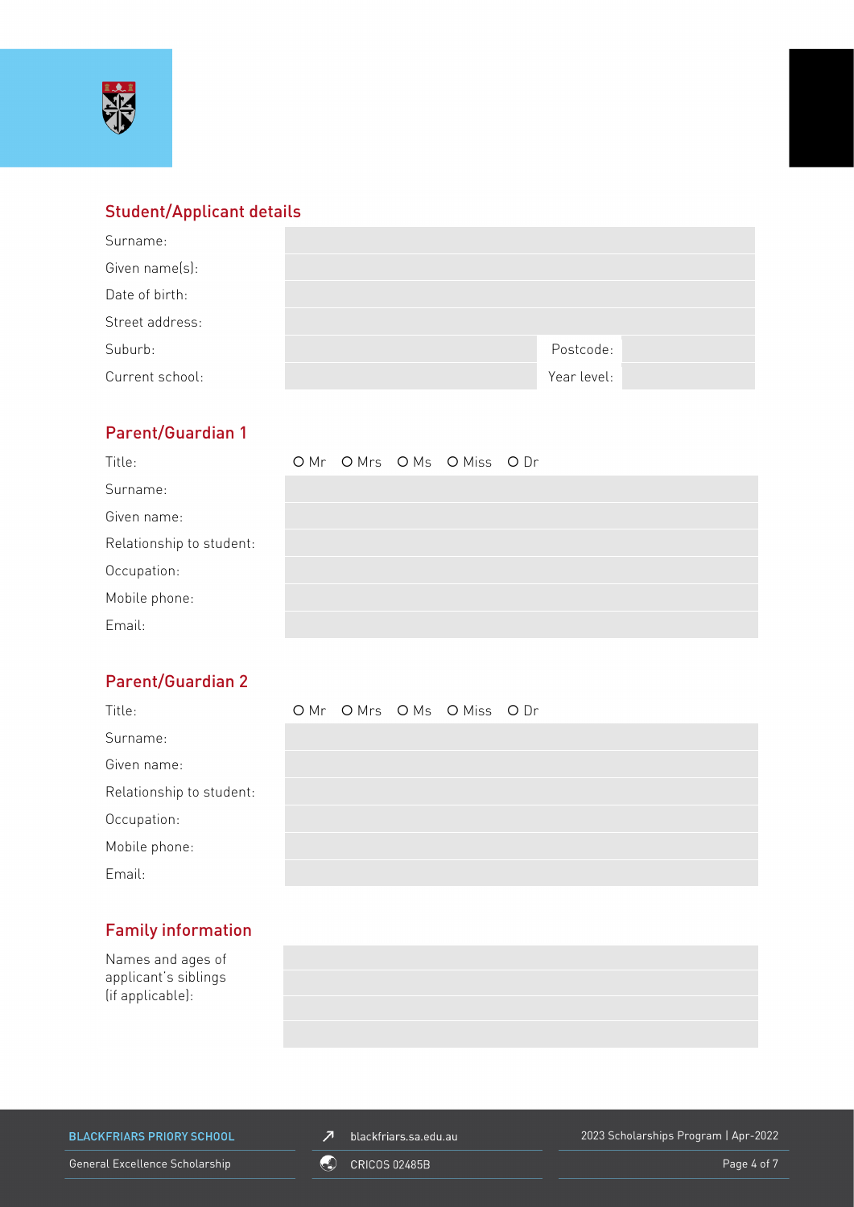## Student/Applicant details

| | | | |
|---|---|---|---|
| Surname: | | | |
| Given name(s): | | | |
| Date of birth: | | | |
| Street address: | | | |
| Suburb: | | Postcode: | |
| Current school: | | Year level: | |

## Parent/Guardian 1

Title: O Mr O Mrs O Ms O Miss O Dr

| | |
|---|---|
| Surname: | |
| Given name: | |
| Relationship to student: | |
| Occupation: | |
| Mobile phone: | |
| Email: | |

## Parent/Guardian 2

Title: O Mr O Mrs O Ms O Miss O Dr

| | |
|---|---|
| Surname: | |
| Given name: | |
| Relationship to student: | |
| Occupation: | |
| Mobile phone: | |
| Email: | |

## Family information

| | |
|---|---|
| Names and ages of applicant's siblings (if applicable): | |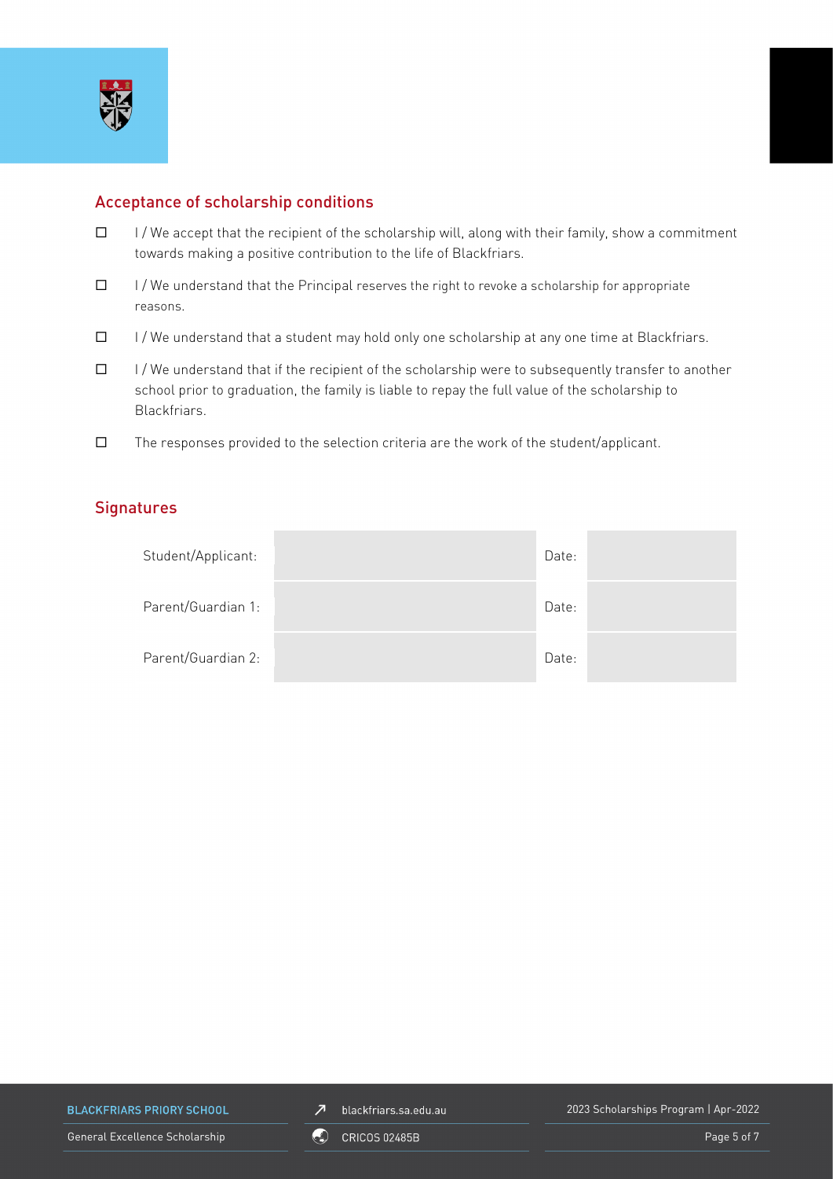## Acceptance of scholarship conditions

- ☐ I / We accept that the recipient of the scholarship will, along with their family, show a commitment towards making a positive contribution to the life of Blackfriars.
- ☐ I / We understand that the Principal reserves the right to revoke a scholarship for appropriate reasons.
- ☐ I / We understand that a student may hold only one scholarship at any one time at Blackfriars.
- ☐ I / We understand that if the recipient of the scholarship were to subsequently transfer to another school prior to graduation, the family is liable to repay the full value of the scholarship to Blackfriars.
- ☐ The responses provided to the selection criteria are the work of the student/applicant.

## Signatures

| | | | |
|---|---|---|---|
| Student/Applicant: | | Date: | |
| Parent/Guardian 1: | | Date: | |
| Parent/Guardian 2: | | Date: | |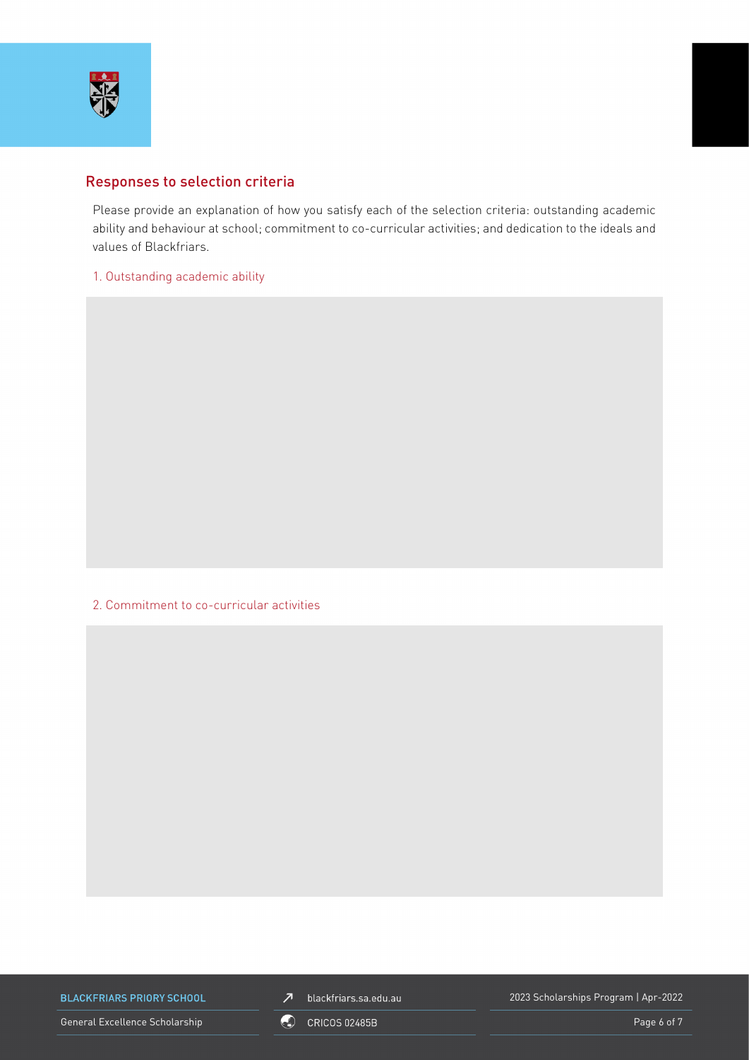## Responses to selection criteria

Please provide an explanation of how you satisfy each of the selection criteria: outstanding academic ability and behaviour at school; commitment to co-curricular activities; and dedication to the ideals and values of Blackfriars.

### 1. Outstanding academic ability

### 2. Commitment to co-curricular activities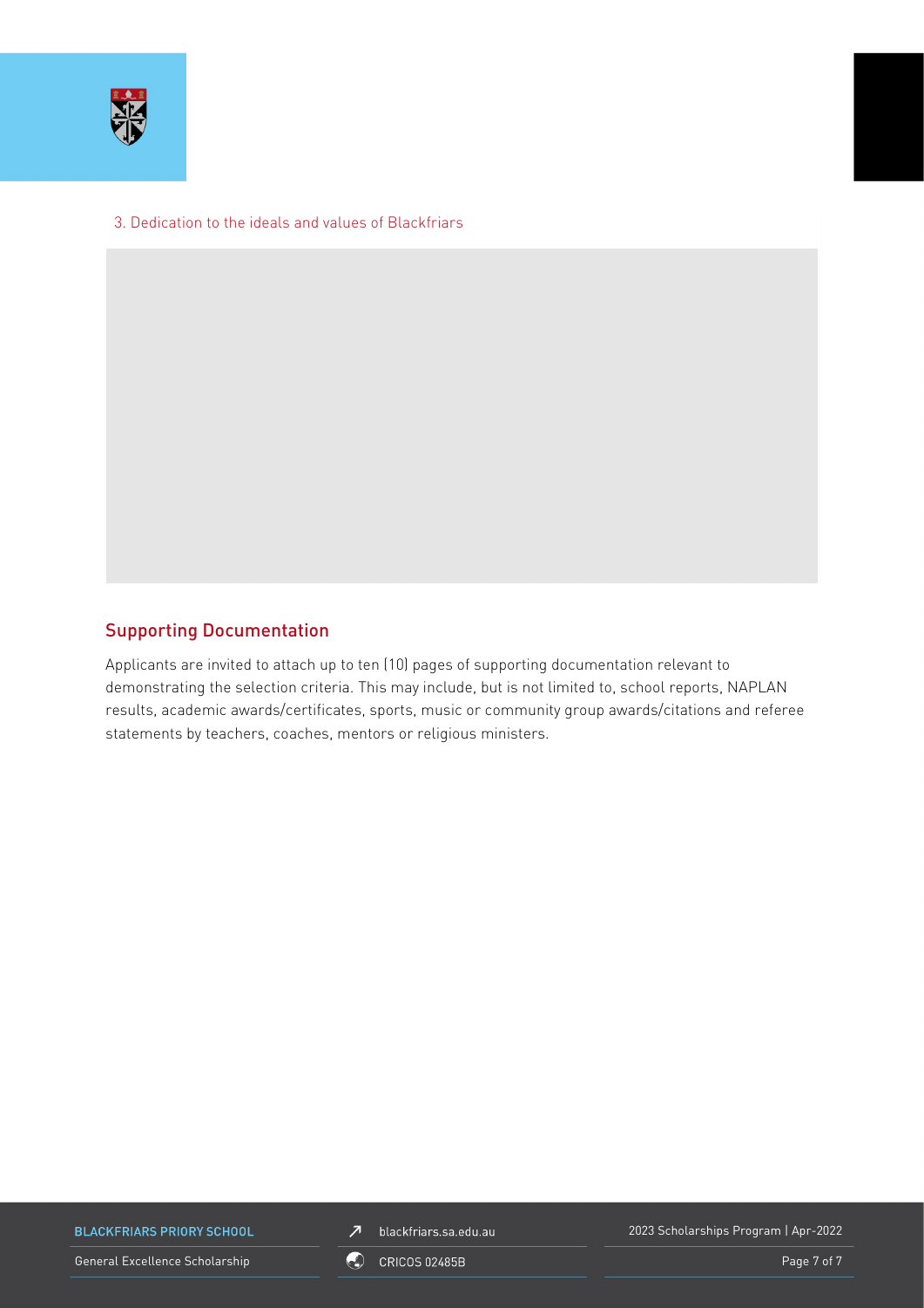3. Dedication to the ideals and values of Blackfriars

## Supporting Documentation

Applicants are invited to attach up to ten (10) pages of supporting documentation relevant to demonstrating the selection criteria. This may include, but is not limited to, school reports, NAPLAN results, academic awards/certificates, sports, music or community group awards/citations and referee statements by teachers, coaches, mentors or religious ministers.